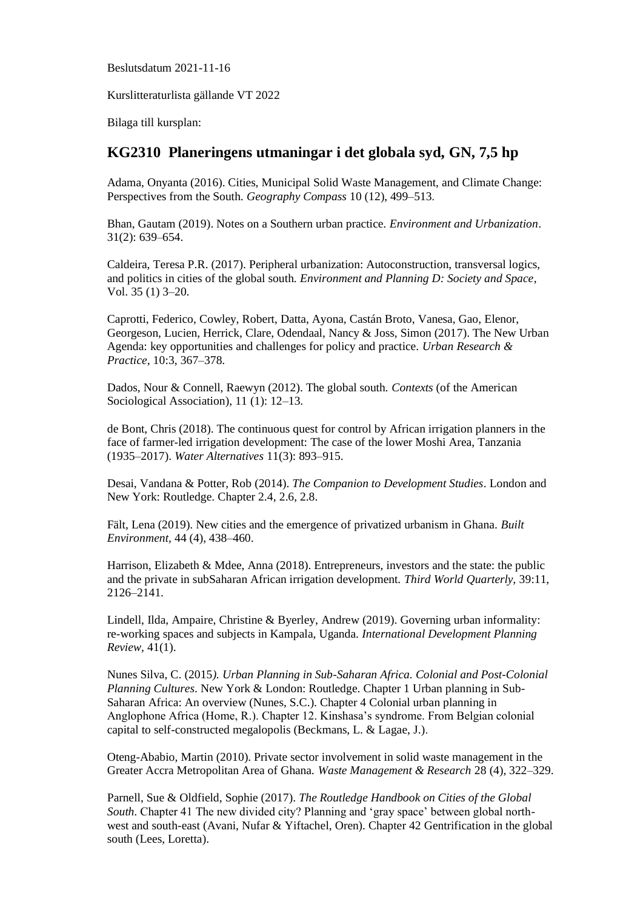Beslutsdatum 2021-11-16

Kurslitteraturlista gällande VT 2022

Bilaga till kursplan:

## KG2310 Planeringens utmaningar i det globala syd, GN, 7,5 hp

Adama, Onyanta (2016). Cities, Municipal Solid Waste Management, and Climate Change: Perspectives from the South. *Geography Compass* 10 (12), 499–513.

Bhan, Gautam (2019). Notes on a Southern urban practice. *Environment and Urbanization*. 31(2): 639–654.

Caldeira, Teresa P.R. (2017). Peripheral urbanization: Autoconstruction, transversal logics, and politics in cities of the global south. *Environment and Planning D: Society and Space*, Vol. 35 (1) 3–20.

Caprotti, Federico, Cowley, Robert, Datta, Ayona, Castán Broto, Vanesa, Gao, Elenor, Georgeson, Lucien, Herrick, Clare, Odendaal, Nancy & Joss, Simon (2017). The New Urban Agenda: key opportunities and challenges for policy and practice. *Urban Research & Practice*, 10:3, 367–378.

Dados, Nour & Connell, Raewyn (2012). The global south. *Contexts* (of the American Sociological Association), 11 (1): 12–13.

de Bont, Chris (2018). The continuous quest for control by African irrigation planners in the face of farmer-led irrigation development: The case of the lower Moshi Area, Tanzania (1935–2017). *Water Alternatives* 11(3): 893–915.

Desai, Vandana & Potter, Rob (2014). *The Companion to Development Studies*. London and New York: Routledge. Chapter 2.4, 2.6, 2.8.

Fält, Lena (2019). New cities and the emergence of privatized urbanism in Ghana. *Built Environment*, 44 (4), 438–460.

Harrison, Elizabeth & Mdee, Anna (2018). Entrepreneurs, investors and the state: the public and the private in subSaharan African irrigation development. *Third World Quarterly*, 39:11, 2126–2141.

Lindell, Ilda, Ampaire, Christine & Byerley, Andrew (2019). Governing urban informality: re-working spaces and subjects in Kampala, Uganda. *International Development Planning Review*, 41(1).

Nunes Silva, C. (2015*). Urban Planning in Sub-Saharan Africa. Colonial and Post-Colonial Planning Cultures*. New York & London: Routledge. Chapter 1 Urban planning in Sub-Saharan Africa: An overview (Nunes, S.C.). Chapter 4 Colonial urban planning in Anglophone Africa (Home, R.). Chapter 12. Kinshasa's syndrome. From Belgian colonial capital to self-constructed megalopolis (Beckmans, L. & Lagae, J.).

Oteng-Ababio, Martin (2010). Private sector involvement in solid waste management in the Greater Accra Metropolitan Area of Ghana. *Waste Management & Research* 28 (4), 322–329.

Parnell, Sue & Oldfield, Sophie (2017). *The Routledge Handbook on Cities of the Global South*. Chapter 41 The new divided city? Planning and 'gray space' between global north-west and south-east (Avani, Nufar & Yiftachel, Oren). Chapter 42 Gentrification in the global south (Lees, Loretta).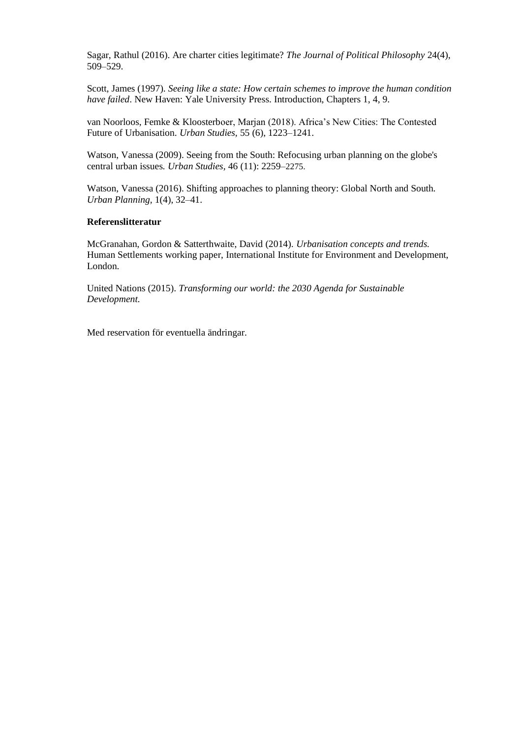Sagar, Rathul (2016). Are charter cities legitimate? *The Journal of Political Philosophy* 24(4), 509–529.

Scott, James (1997). *Seeing like a state: How certain schemes to improve the human condition have failed*. New Haven: Yale University Press. Introduction, Chapters 1, 4, 9.

van Noorloos, Femke & Kloosterboer, Marjan (2018). Africa's New Cities: The Contested Future of Urbanisation. *Urban Studies*, 55 (6), 1223–1241.

Watson, Vanessa (2009). Seeing from the South: Refocusing urban planning on the globe's central urban issues. *Urban Studies*, 46 (11): 2259–2275.

Watson, Vanessa (2016). Shifting approaches to planning theory: Global North and South. *Urban Planning*, 1(4), 32–41.

**Referenslitteratur**

McGranahan, Gordon & Satterthwaite, David (2014). *Urbanisation concepts and trends.* Human Settlements working paper, International Institute for Environment and Development, London.

United Nations (2015). *Transforming our world: the 2030 Agenda for Sustainable Development.*

Med reservation för eventuella ändringar.